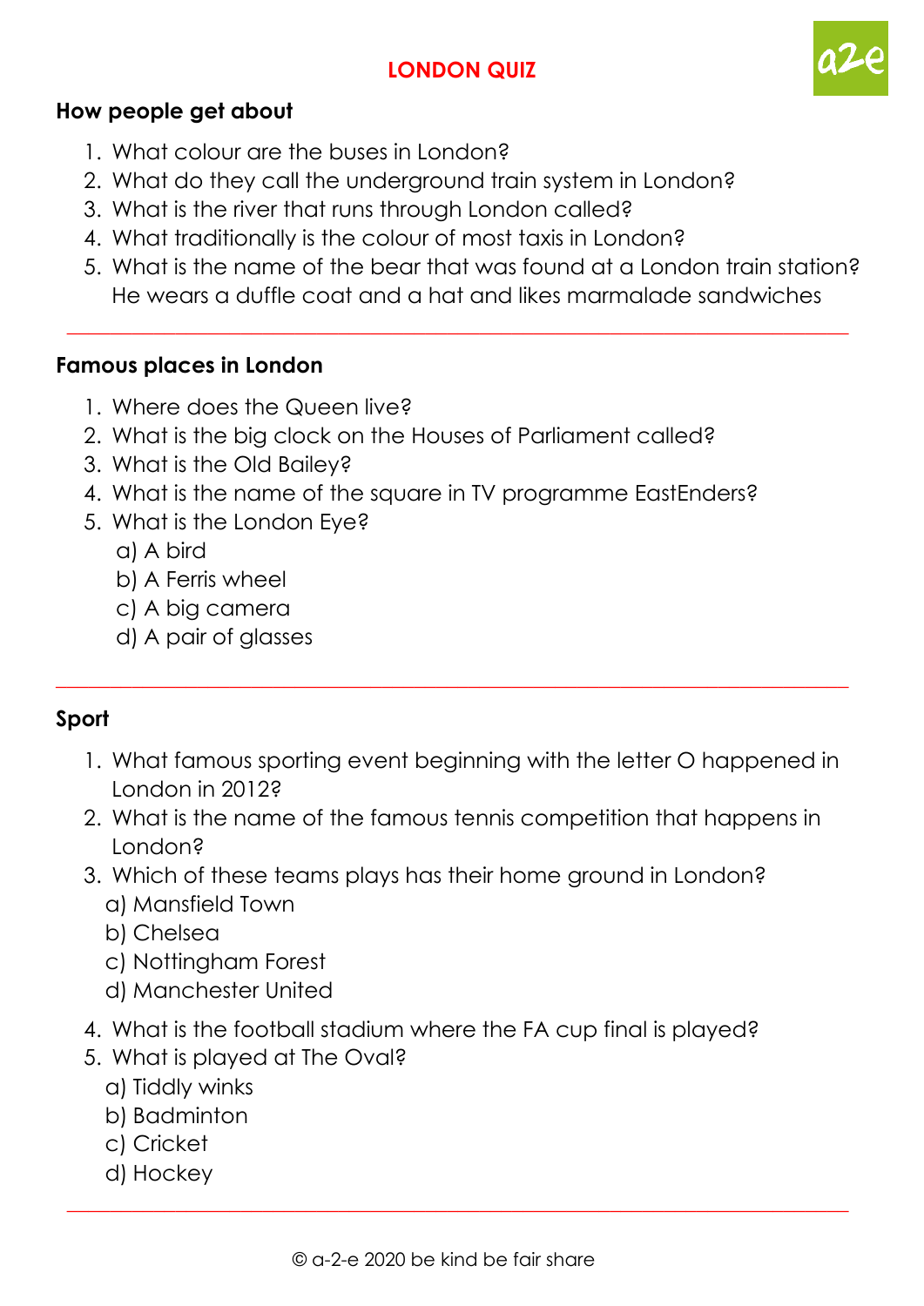# LONDON QUIZ

### How people get about

1. What colour are the buses in London?
2. What do they call the underground train system in London?
3. What is the river that runs through London called?
4. What traditionally is the colour of most taxis in London?
5. What is the name of the bear that was found at a London train station? He wears a duffle coat and a hat and likes marmalade sandwiches

---

### Famous places in London

1. Where does the Queen live?
2. What is the big clock on the Houses of Parliament called?
3. What is the Old Bailey?
4. What is the name of the square in TV programme EastEnders?
5. What is the London Eye?
   a) A bird
   b) A Ferris wheel
   c) A big camera
   d) A pair of glasses

---

### Sport

1. What famous sporting event beginning with the letter O happened in London in 2012?
2. What is the name of the famous tennis competition that happens in London?
3. Which of these teams plays has their home ground in London?
   a) Mansfield Town
   b) Chelsea
   c) Nottingham Forest
   d) Manchester United
4. What is the football stadium where the FA cup final is played?
5. What is played at The Oval?
   a) Tiddly winks
   b) Badminton
   c) Cricket
   d) Hockey

---

© a-2-e 2020 be kind be fair share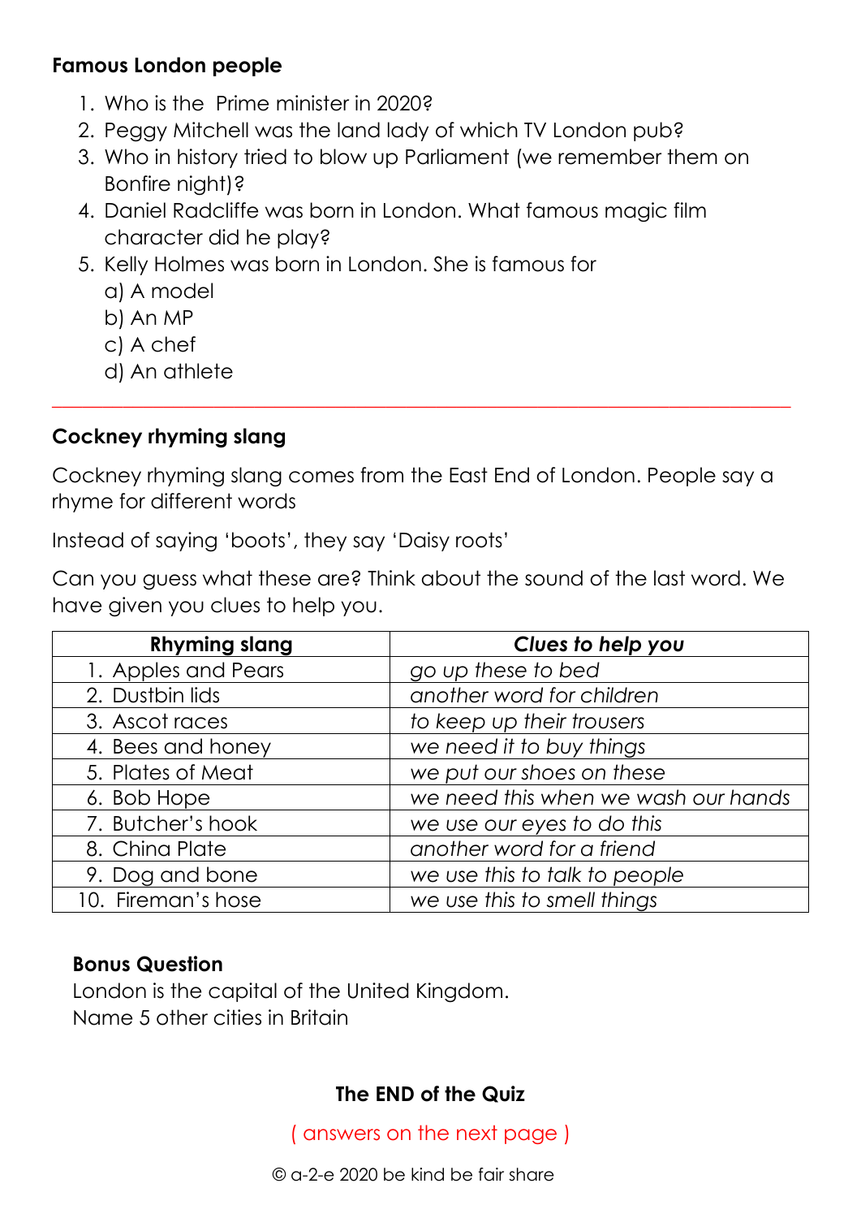**Famous London people**

1. Who is the  Prime minister in 2020?
2. Peggy Mitchell was the land lady of which TV London pub?
3. Who in history tried to blow up Parliament (we remember them on Bonfire night)?
4. Daniel Radcliffe was born in London. What famous magic film character did he play?
5. Kelly Holmes was born in London. She is famous for
   a) A model
   b) An MP
   c) A chef
   d) An athlete

---

**Cockney rhyming slang**

Cockney rhyming slang comes from the East End of London. People say a rhyme for different words

Instead of saying 'boots', they say 'Daisy roots'

Can you guess what these are? Think about the sound of the last word. We have given you clues to help you.

| Rhyming slang | *Clues to help you* |
|---|---|
| 1. Apples and Pears | *go up these to bed* |
| 2. Dustbin lids | *another word for children* |
| 3. Ascot races | *to keep up their trousers* |
| 4. Bees and honey | *we need it to buy things* |
| 5. Plates of Meat | *we put our shoes on these* |
| 6. Bob Hope | *we need this when we wash our hands* |
| 7. Butcher's hook | *we use our eyes to do this* |
| 8. China Plate | *another word for a friend* |
| 9. Dog and bone | *we use this to talk to people* |
| 10. Fireman's hose | *we use this to smell things* |

**Bonus Question**

London is the capital of the United Kingdom.
Name 5 other cities in Britain

**The END of the Quiz**

( answers on the next page )

© a-2-e 2020 be kind be fair share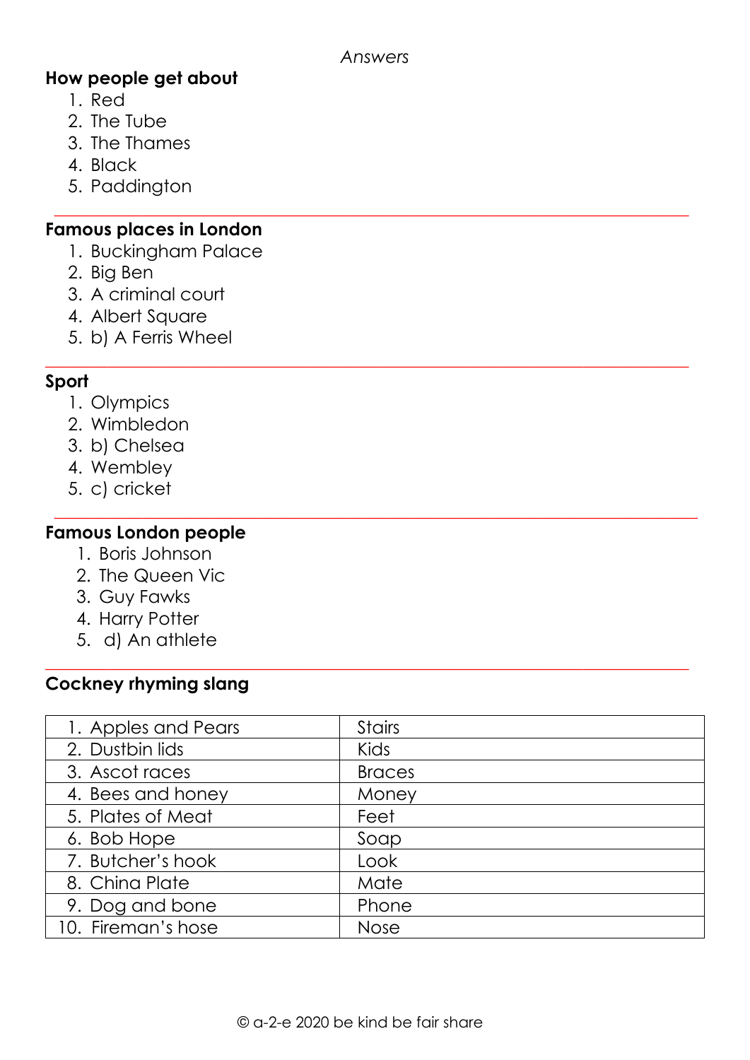*Answers*

**How people get about**

1. Red
2. The Tube
3. The Thames
4. Black
5. Paddington

**Famous places in London**

1. Buckingham Palace
2. Big Ben
3. A criminal court
4. Albert Square
5. b) A Ferris Wheel

**Sport**

1. Olympics
2. Wimbledon
3. b) Chelsea
4. Wembley
5. c) cricket

**Famous London people**

1. Boris Johnson
2. The Queen Vic
3. Guy Fawks
4. Harry Potter
5. d) An athlete

**Cockney rhyming slang**

| | |
|---|---|
| 1. Apples and Pears | Stairs |
| 2. Dustbin lids | Kids |
| 3. Ascot races | Braces |
| 4. Bees and honey | Money |
| 5. Plates of Meat | Feet |
| 6. Bob Hope | Soap |
| 7. Butcher's hook | Look |
| 8. China Plate | Mate |
| 9. Dog and bone | Phone |
| 10. Fireman's hose | Nose |

© a-2-e 2020 be kind be fair share